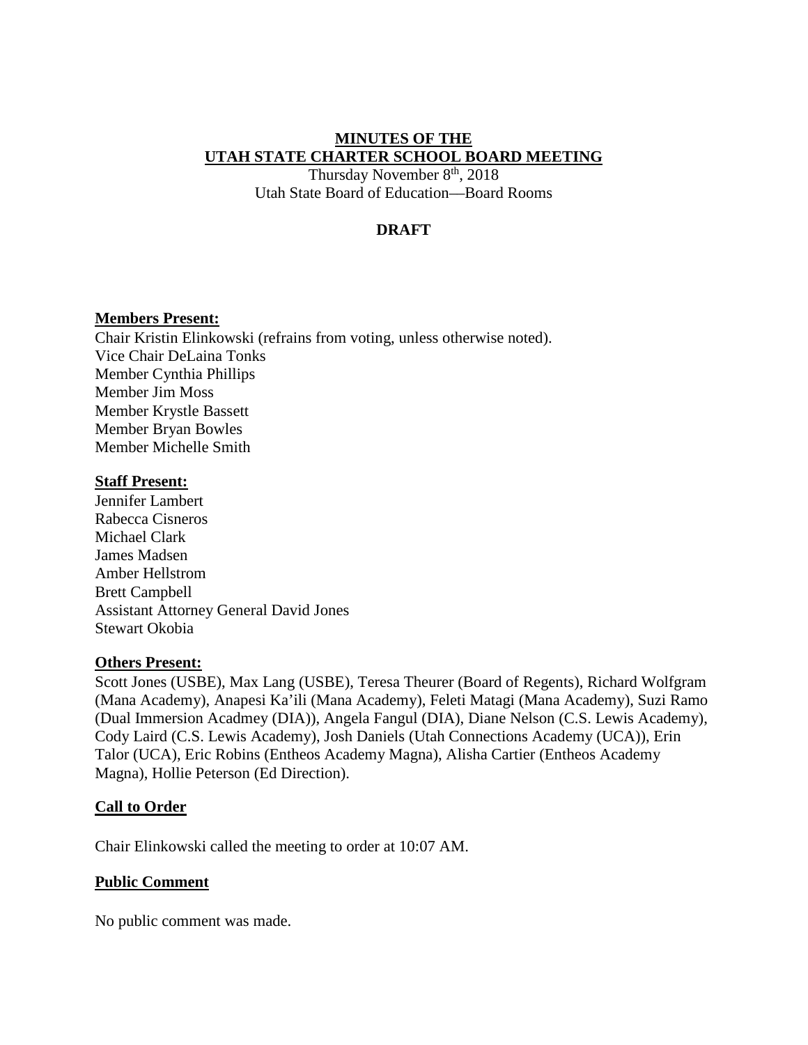**MINUTES OF THE**
**UTAH STATE CHARTER SCHOOL BOARD MEETING**

Thursday November 8th, 2018
Utah State Board of Education—Board Rooms

**DRAFT**

**Members Present:**

Chair Kristin Elinkowski (refrains from voting, unless otherwise noted).
Vice Chair DeLaina Tonks
Member Cynthia Phillips
Member Jim Moss
Member Krystle Bassett
Member Bryan Bowles
Member Michelle Smith

**Staff Present:**

Jennifer Lambert
Rabecca Cisneros
Michael Clark
James Madsen
Amber Hellstrom
Brett Campbell
Assistant Attorney General David Jones
Stewart Okobia

**Others Present:**

Scott Jones (USBE), Max Lang (USBE), Teresa Theurer (Board of Regents), Richard Wolfgram (Mana Academy), Anapesi Ka'ili (Mana Academy), Feleti Matagi (Mana Academy), Suzi Ramo (Dual Immersion Acadmey (DIA)), Angela Fangul (DIA), Diane Nelson (C.S. Lewis Academy), Cody Laird (C.S. Lewis Academy), Josh Daniels (Utah Connections Academy (UCA)), Erin Talor (UCA), Eric Robins (Entheos Academy Magna), Alisha Cartier (Entheos Academy Magna), Hollie Peterson (Ed Direction).

## Call to Order

Chair Elinkowski called the meeting to order at 10:07 AM.

## Public Comment

No public comment was made.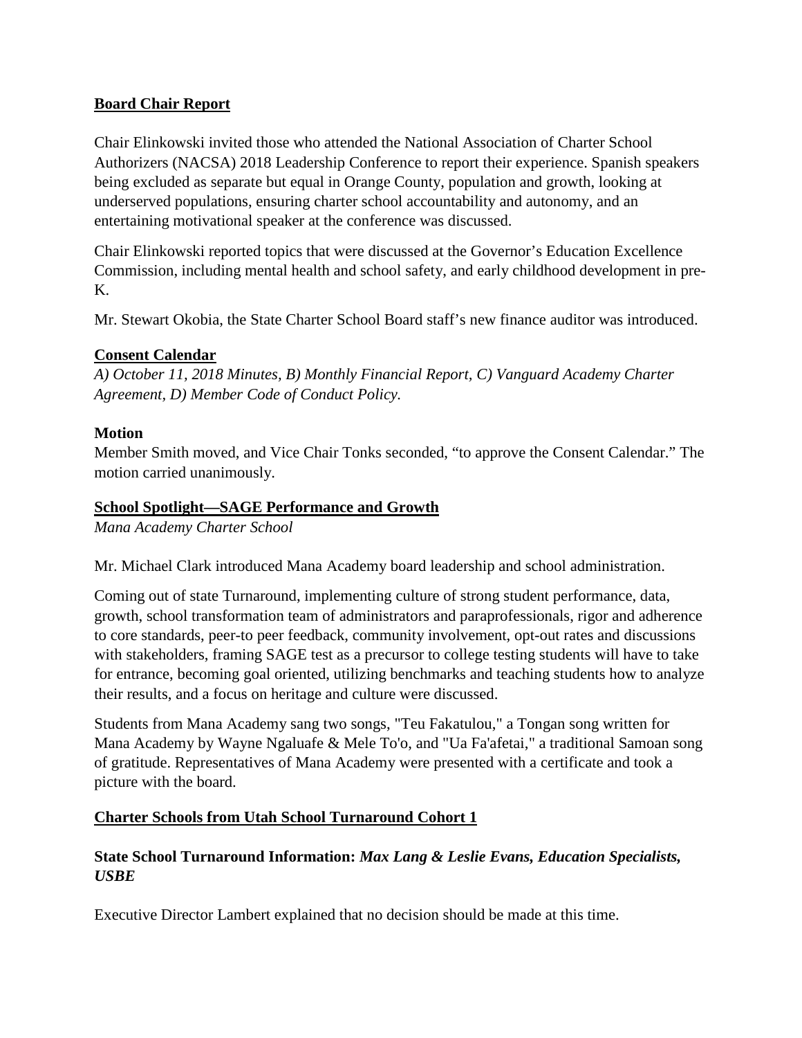## Board Chair Report

Chair Elinkowski invited those who attended the National Association of Charter School Authorizers (NACSA) 2018 Leadership Conference to report their experience. Spanish speakers being excluded as separate but equal in Orange County, population and growth, looking at underserved populations, ensuring charter school accountability and autonomy, and an entertaining motivational speaker at the conference was discussed.

Chair Elinkowski reported topics that were discussed at the Governor's Education Excellence Commission, including mental health and school safety, and early childhood development in pre-K.

Mr. Stewart Okobia, the State Charter School Board staff's new finance auditor was introduced.

## Consent Calendar

*A) October 11, 2018 Minutes, B) Monthly Financial Report, C) Vanguard Academy Charter Agreement, D) Member Code of Conduct Policy.*

### Motion

Member Smith moved, and Vice Chair Tonks seconded, "to approve the Consent Calendar." The motion carried unanimously.

## School Spotlight—SAGE Performance and Growth

*Mana Academy Charter School*

Mr. Michael Clark introduced Mana Academy board leadership and school administration.

Coming out of state Turnaround, implementing culture of strong student performance, data, growth, school transformation team of administrators and paraprofessionals, rigor and adherence to core standards, peer-to peer feedback, community involvement, opt-out rates and discussions with stakeholders, framing SAGE test as a precursor to college testing students will have to take for entrance, becoming goal oriented, utilizing benchmarks and teaching students how to analyze their results, and a focus on heritage and culture were discussed.

Students from Mana Academy sang two songs, "Teu Fakatulou," a Tongan song written for Mana Academy by Wayne Ngaluafe & Mele To'o, and "Ua Fa'afetai," a traditional Samoan song of gratitude. Representatives of Mana Academy were presented with a certificate and took a picture with the board.

## Charter Schools from Utah School Turnaround Cohort 1

### State School Turnaround Information: *Max Lang & Leslie Evans, Education Specialists, USBE*

Executive Director Lambert explained that no decision should be made at this time.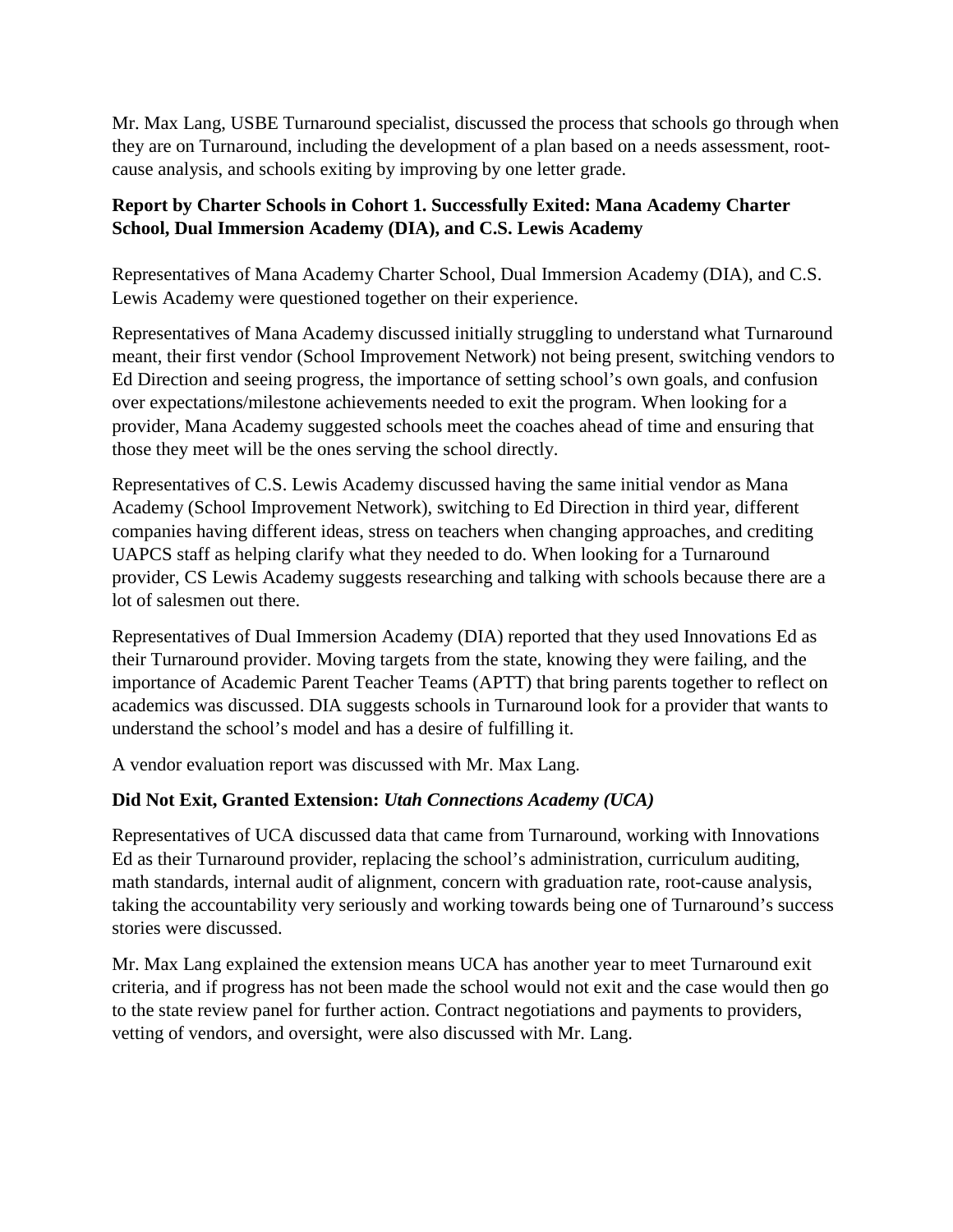Mr. Max Lang, USBE Turnaround specialist, discussed the process that schools go through when they are on Turnaround, including the development of a plan based on a needs assessment, root-cause analysis, and schools exiting by improving by one letter grade.

**Report by Charter Schools in Cohort 1. Successfully Exited: Mana Academy Charter School, Dual Immersion Academy (DIA), and C.S. Lewis Academy**

Representatives of Mana Academy Charter School, Dual Immersion Academy (DIA), and C.S. Lewis Academy were questioned together on their experience.

Representatives of Mana Academy discussed initially struggling to understand what Turnaround meant, their first vendor (School Improvement Network) not being present, switching vendors to Ed Direction and seeing progress, the importance of setting school's own goals, and confusion over expectations/milestone achievements needed to exit the program. When looking for a provider, Mana Academy suggested schools meet the coaches ahead of time and ensuring that those they meet will be the ones serving the school directly.

Representatives of C.S. Lewis Academy discussed having the same initial vendor as Mana Academy (School Improvement Network), switching to Ed Direction in third year, different companies having different ideas, stress on teachers when changing approaches, and crediting UAPCS staff as helping clarify what they needed to do. When looking for a Turnaround provider, CS Lewis Academy suggests researching and talking with schools because there are a lot of salesmen out there.

Representatives of Dual Immersion Academy (DIA) reported that they used Innovations Ed as their Turnaround provider. Moving targets from the state, knowing they were failing, and the importance of Academic Parent Teacher Teams (APTT) that bring parents together to reflect on academics was discussed. DIA suggests schools in Turnaround look for a provider that wants to understand the school's model and has a desire of fulfilling it.

A vendor evaluation report was discussed with Mr. Max Lang.

**Did Not Exit, Granted Extension:** ***Utah Connections Academy (UCA)***

Representatives of UCA discussed data that came from Turnaround, working with Innovations Ed as their Turnaround provider, replacing the school's administration, curriculum auditing, math standards, internal audit of alignment, concern with graduation rate, root-cause analysis, taking the accountability very seriously and working towards being one of Turnaround's success stories were discussed.

Mr. Max Lang explained the extension means UCA has another year to meet Turnaround exit criteria, and if progress has not been made the school would not exit and the case would then go to the state review panel for further action. Contract negotiations and payments to providers, vetting of vendors, and oversight, were also discussed with Mr. Lang.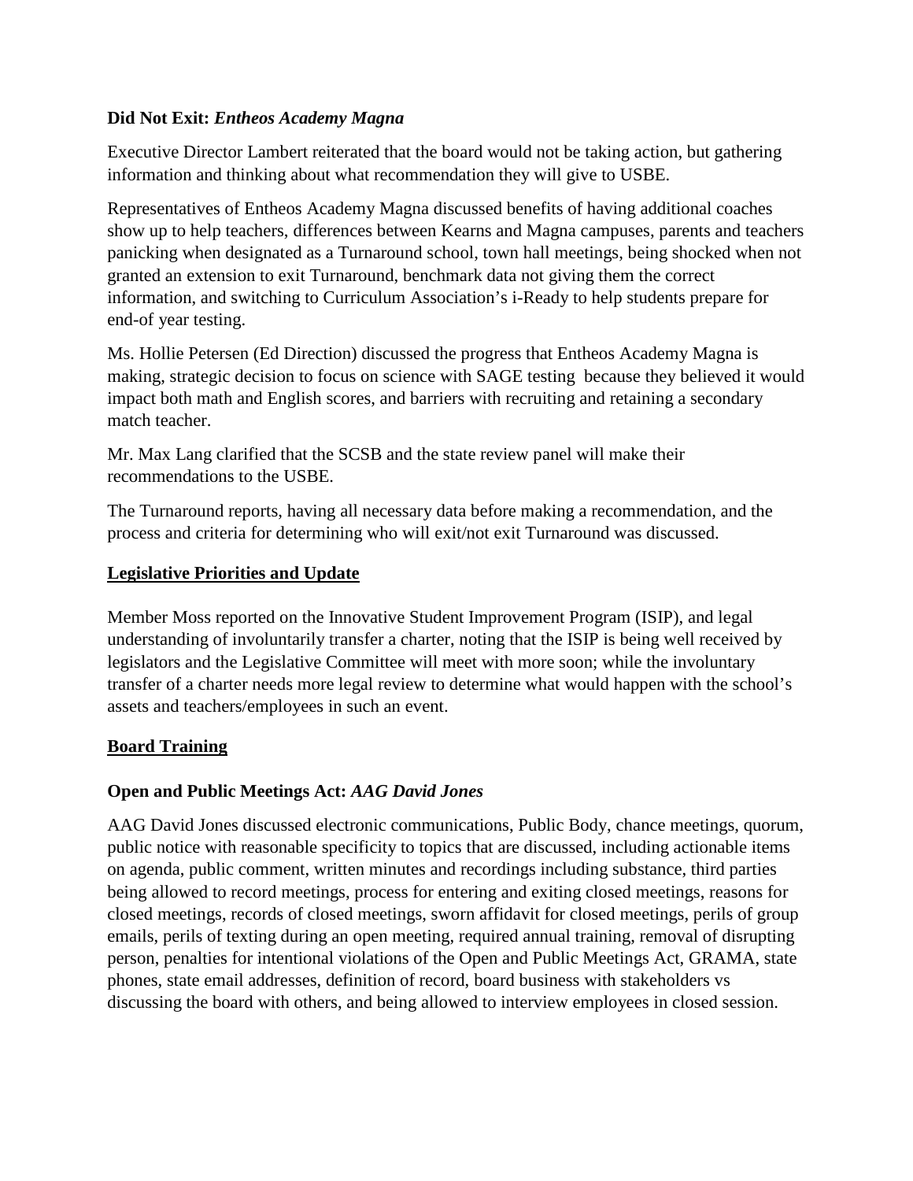**Did Not Exit:** ***Entheos Academy Magna***

Executive Director Lambert reiterated that the board would not be taking action, but gathering information and thinking about what recommendation they will give to USBE.

Representatives of Entheos Academy Magna discussed benefits of having additional coaches show up to help teachers, differences between Kearns and Magna campuses, parents and teachers panicking when designated as a Turnaround school, town hall meetings, being shocked when not granted an extension to exit Turnaround, benchmark data not giving them the correct information, and switching to Curriculum Association's i-Ready to help students prepare for end-of year testing.

Ms. Hollie Petersen (Ed Direction) discussed the progress that Entheos Academy Magna is making, strategic decision to focus on science with SAGE testing because they believed it would impact both math and English scores, and barriers with recruiting and retaining a secondary match teacher.

Mr. Max Lang clarified that the SCSB and the state review panel will make their recommendations to the USBE.

The Turnaround reports, having all necessary data before making a recommendation, and the process and criteria for determining who will exit/not exit Turnaround was discussed.

## Legislative Priorities and Update

Member Moss reported on the Innovative Student Improvement Program (ISIP), and legal understanding of involuntarily transfer a charter, noting that the ISIP is being well received by legislators and the Legislative Committee will meet with more soon; while the involuntary transfer of a charter needs more legal review to determine what would happen with the school's assets and teachers/employees in such an event.

## Board Training

**Open and Public Meetings Act:** ***AAG David Jones***

AAG David Jones discussed electronic communications, Public Body, chance meetings, quorum, public notice with reasonable specificity to topics that are discussed, including actionable items on agenda, public comment, written minutes and recordings including substance, third parties being allowed to record meetings, process for entering and exiting closed meetings, reasons for closed meetings, records of closed meetings, sworn affidavit for closed meetings, perils of group emails, perils of texting during an open meeting, required annual training, removal of disrupting person, penalties for intentional violations of the Open and Public Meetings Act, GRAMA, state phones, state email addresses, definition of record, board business with stakeholders vs discussing the board with others, and being allowed to interview employees in closed session.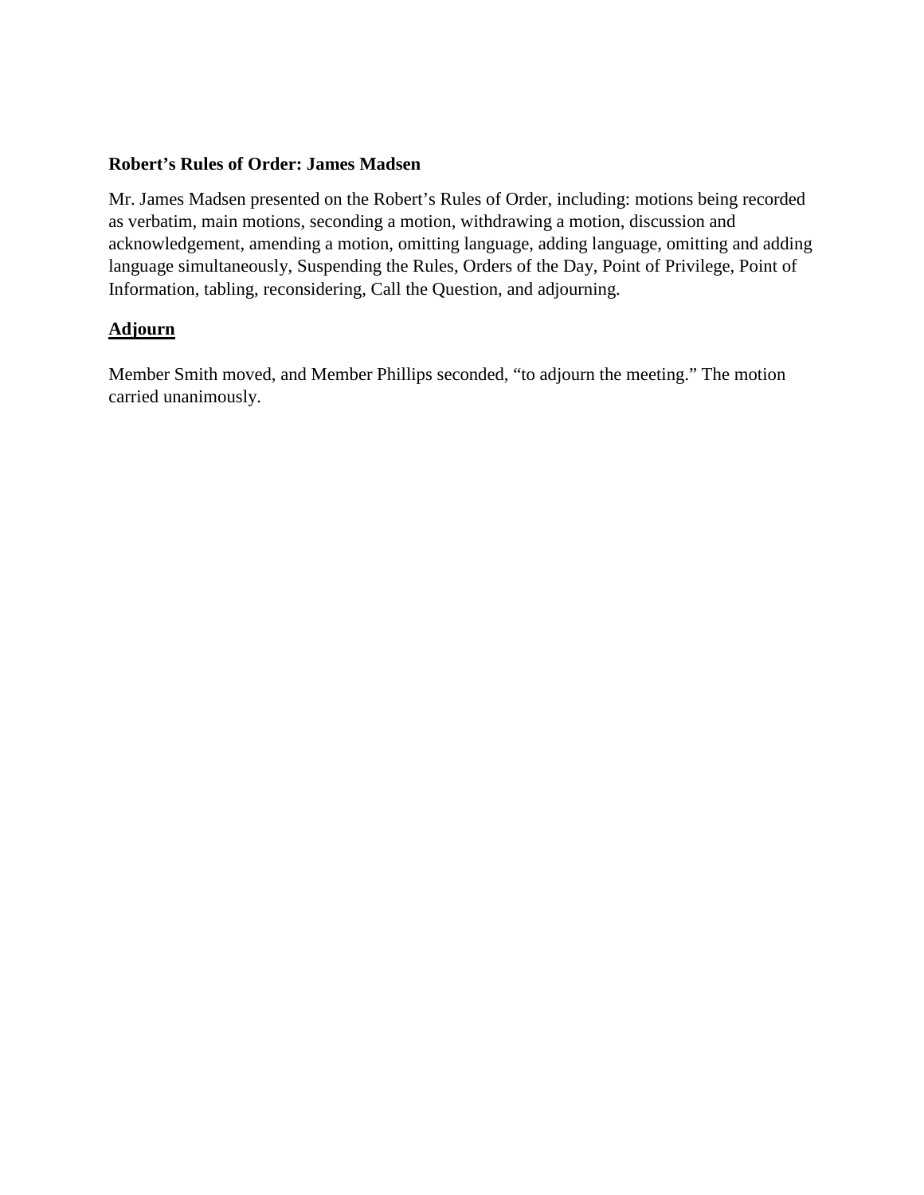**Robert's Rules of Order: James Madsen**

Mr. James Madsen presented on the Robert's Rules of Order, including: motions being recorded as verbatim, main motions, seconding a motion, withdrawing a motion, discussion and acknowledgement, amending a motion, omitting language, adding language, omitting and adding language simultaneously, Suspending the Rules, Orders of the Day, Point of Privilege, Point of Information, tabling, reconsidering, Call the Question, and adjourning.

## Adjourn

Member Smith moved, and Member Phillips seconded, "to adjourn the meeting." The motion carried unanimously.